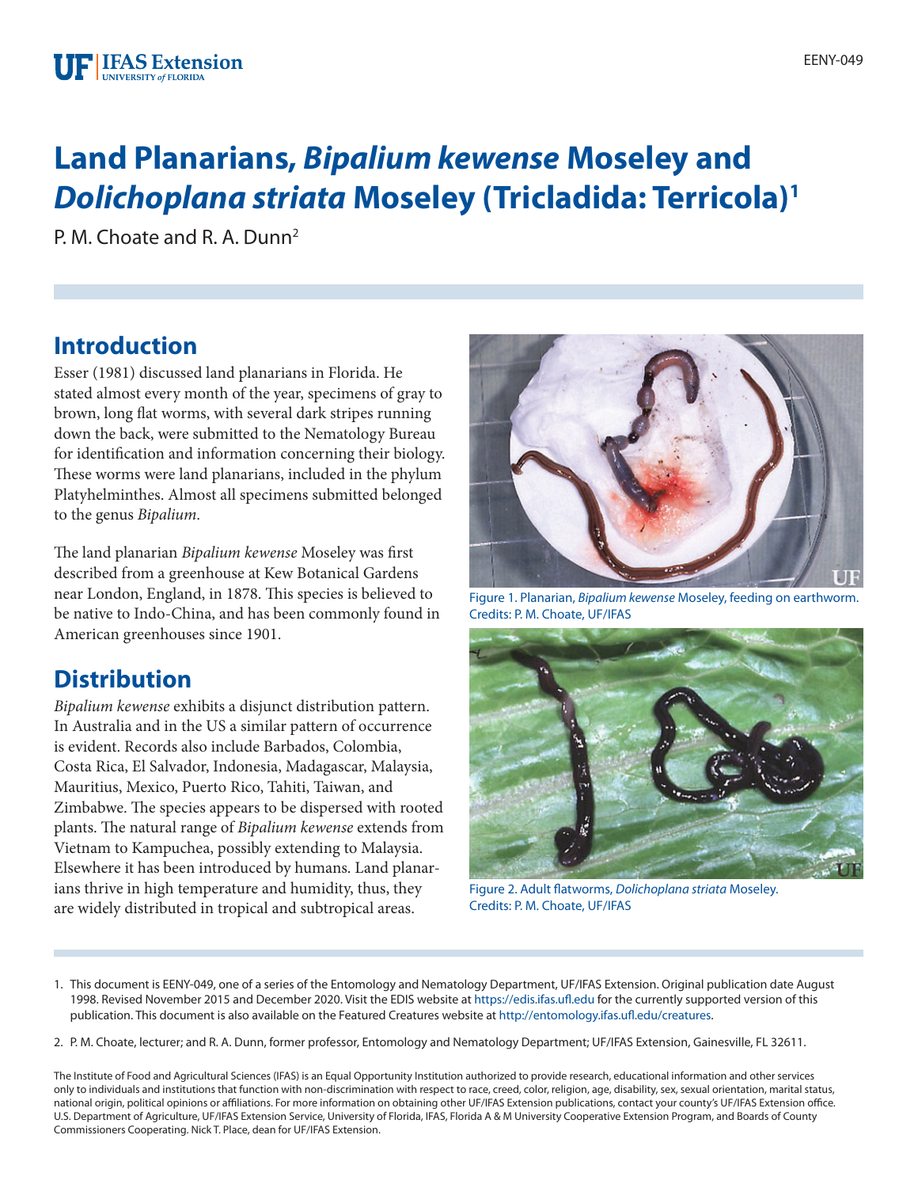# Land Planarians, *Bipalium kewense* Moseley and *Dolichoplana striata* Moseley (Tricladida: Terricola)[1]

P. M. Choate and R. A. Dunn[2]

## Introduction

Esser (1981) discussed land planarians in Florida. He stated almost every month of the year, specimens of gray to brown, long flat worms, with several dark stripes running down the back, were submitted to the Nematology Bureau for identification and information concerning their biology. These worms were land planarians, included in the phylum Platyhelminthes. Almost all specimens submitted belonged to the genus *Bipalium*.

The land planarian *Bipalium kewense* Moseley was first described from a greenhouse at Kew Botanical Gardens near London, England, in 1878. This species is believed to be native to Indo-China, and has been commonly found in American greenhouses since 1901.

Figure 1. Planarian, *Bipalium kewense* Moseley, feeding on earthworm.
Credits: P. M. Choate, UF/IFAS

Figure 2. Adult flatworms, *Dolichoplana striata* Moseley.
Credits: P. M. Choate, UF/IFAS

## Distribution

*Bipalium kewense* exhibits a disjunct distribution pattern. In Australia and in the US a similar pattern of occurrence is evident. Records also include Barbados, Colombia, Costa Rica, El Salvador, Indonesia, Madagascar, Malaysia, Mauritius, Mexico, Puerto Rico, Tahiti, Taiwan, and Zimbabwe. The species appears to be dispersed with rooted plants. The natural range of *Bipalium kewense* extends from Vietnam to Kampuchea, possibly extending to Malaysia. Elsewhere it has been introduced by humans. Land planarians thrive in high temperature and humidity, thus, they are widely distributed in tropical and subtropical areas.

1. This document is EENY-049, one of a series of the Entomology and Nematology Department, UF/IFAS Extension. Original publication date August 1998. Revised November 2015 and December 2020. Visit the EDIS website at https://edis.ifas.ufl.edu for the currently supported version of this publication. This document is also available on the Featured Creatures website at http://entomology.ifas.ufl.edu/creatures.

2. P. M. Choate, lecturer; and R. A. Dunn, former professor, Entomology and Nematology Department; UF/IFAS Extension, Gainesville, FL 32611.

The Institute of Food and Agricultural Sciences (IFAS) is an Equal Opportunity Institution authorized to provide research, educational information and other services only to individuals and institutions that function with non-discrimination with respect to race, creed, color, religion, age, disability, sex, sexual orientation, marital status, national origin, political opinions or affiliations. For more information on obtaining other UF/IFAS Extension publications, contact your county's UF/IFAS Extension office. U.S. Department of Agriculture, UF/IFAS Extension Service, University of Florida, IFAS, Florida A & M University Cooperative Extension Program, and Boards of County Commissioners Cooperating. Nick T. Place, dean for UF/IFAS Extension.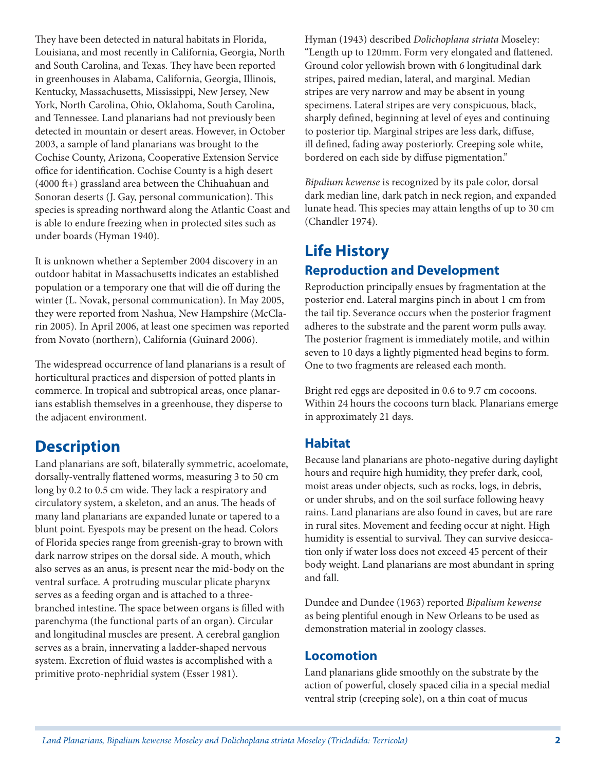They have been detected in natural habitats in Florida, Louisiana, and most recently in California, Georgia, North and South Carolina, and Texas. They have been reported in greenhouses in Alabama, California, Georgia, Illinois, Kentucky, Massachusetts, Mississippi, New Jersey, New York, North Carolina, Ohio, Oklahoma, South Carolina, and Tennessee. Land planarians had not previously been detected in mountain or desert areas. However, in October 2003, a sample of land planarians was brought to the Cochise County, Arizona, Cooperative Extension Service office for identification. Cochise County is a high desert (4000 ft+) grassland area between the Chihuahuan and Sonoran deserts (J. Gay, personal communication). This species is spreading northward along the Atlantic Coast and is able to endure freezing when in protected sites such as under boards (Hyman 1940).

It is unknown whether a September 2004 discovery in an outdoor habitat in Massachusetts indicates an established population or a temporary one that will die off during the winter (L. Novak, personal communication). In May 2005, they were reported from Nashua, New Hampshire (McClarin 2005). In April 2006, at least one specimen was reported from Novato (northern), California (Guinard 2006).

The widespread occurrence of land planarians is a result of horticultural practices and dispersion of potted plants in commerce. In tropical and subtropical areas, once planarians establish themselves in a greenhouse, they disperse to the adjacent environment.

# Description

Land planarians are soft, bilaterally symmetric, acoelomate, dorsally-ventrally flattened worms, measuring 3 to 50 cm long by 0.2 to 0.5 cm wide. They lack a respiratory and circulatory system, a skeleton, and an anus. The heads of many land planarians are expanded lunate or tapered to a blunt point. Eyespots may be present on the head. Colors of Florida species range from greenish-gray to brown with dark narrow stripes on the dorsal side. A mouth, which also serves as an anus, is present near the mid-body on the ventral surface. A protruding muscular plicate pharynx serves as a feeding organ and is attached to a three-branched intestine. The space between organs is filled with parenchyma (the functional parts of an organ). Circular and longitudinal muscles are present. A cerebral ganglion serves as a brain, innervating a ladder-shaped nervous system. Excretion of fluid wastes is accomplished with a primitive proto-nephridial system (Esser 1981).

Hyman (1943) described *Dolichoplana striata* Moseley: "Length up to 120mm. Form very elongated and flattened. Ground color yellowish brown with 6 longitudinal dark stripes, paired median, lateral, and marginal. Median stripes are very narrow and may be absent in young specimens. Lateral stripes are very conspicuous, black, sharply defined, beginning at level of eyes and continuing to posterior tip. Marginal stripes are less dark, diffuse, ill defined, fading away posteriorly. Creeping sole white, bordered on each side by diffuse pigmentation."

*Bipalium kewense* is recognized by its pale color, dorsal dark median line, dark patch in neck region, and expanded lunate head. This species may attain lengths of up to 30 cm (Chandler 1974).

# Life History

## Reproduction and Development

Reproduction principally ensues by fragmentation at the posterior end. Lateral margins pinch in about 1 cm from the tail tip. Severance occurs when the posterior fragment adheres to the substrate and the parent worm pulls away. The posterior fragment is immediately motile, and within seven to 10 days a lightly pigmented head begins to form. One to two fragments are released each month.

Bright red eggs are deposited in 0.6 to 9.7 cm cocoons. Within 24 hours the cocoons turn black. Planarians emerge in approximately 21 days.

## Habitat

Because land planarians are photo-negative during daylight hours and require high humidity, they prefer dark, cool, moist areas under objects, such as rocks, logs, in debris, or under shrubs, and on the soil surface following heavy rains. Land planarians are also found in caves, but are rare in rural sites. Movement and feeding occur at night. High humidity is essential to survival. They can survive desiccation only if water loss does not exceed 45 percent of their body weight. Land planarians are most abundant in spring and fall.

Dundee and Dundee (1963) reported *Bipalium kewense* as being plentiful enough in New Orleans to be used as demonstration material in zoology classes.

## Locomotion

Land planarians glide smoothly on the substrate by the action of powerful, closely spaced cilia in a special medial ventral strip (creeping sole), on a thin coat of mucus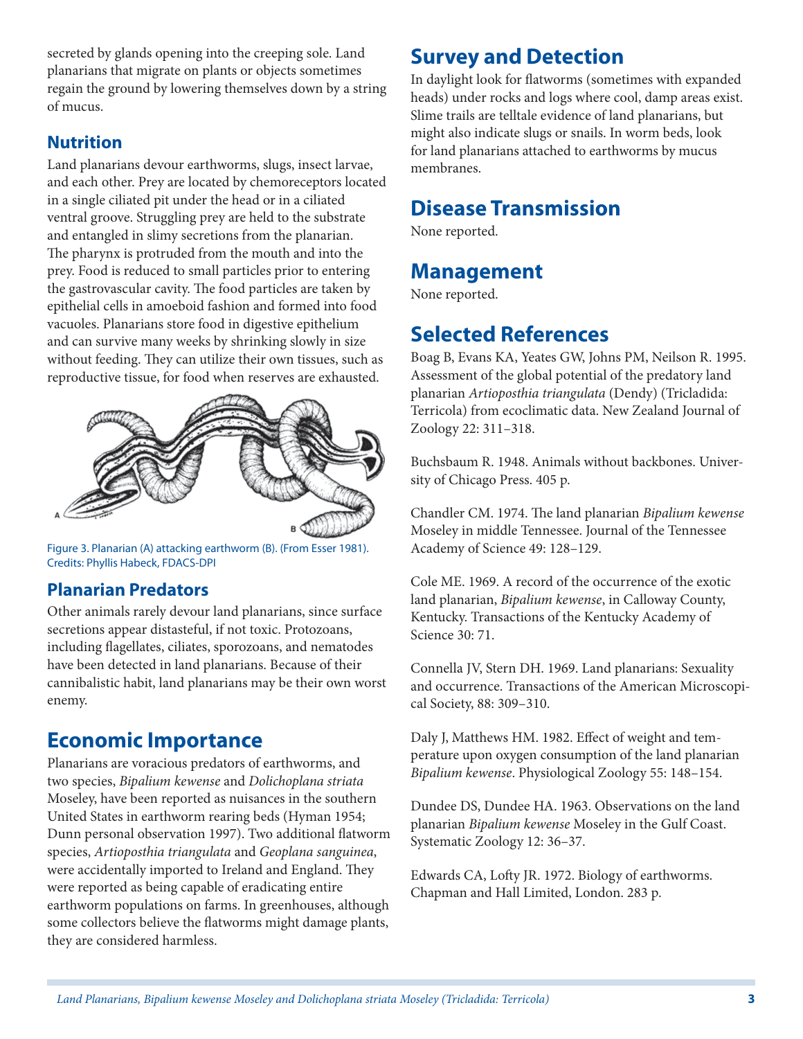secreted by glands opening into the creeping sole. Land planarians that migrate on plants or objects sometimes regain the ground by lowering themselves down by a string of mucus.

### Nutrition

Land planarians devour earthworms, slugs, insect larvae, and each other. Prey are located by chemoreceptors located in a single ciliated pit under the head or in a ciliated ventral groove. Struggling prey are held to the substrate and entangled in slimy secretions from the planarian. The pharynx is protruded from the mouth and into the prey. Food is reduced to small particles prior to entering the gastrovascular cavity. The food particles are taken by epithelial cells in amoeboid fashion and formed into food vacuoles. Planarians store food in digestive epithelium and can survive many weeks by shrinking slowly in size without feeding. They can utilize their own tissues, such as reproductive tissue, for food when reserves are exhausted.

Figure 3. Planarian (A) attacking earthworm (B). (From Esser 1981). Credits: Phyllis Habeck, FDACS-DPI

### Planarian Predators

Other animals rarely devour land planarians, since surface secretions appear distasteful, if not toxic. Protozoans, including flagellates, ciliates, sporozoans, and nematodes have been detected in land planarians. Because of their cannibalistic habit, land planarians may be their own worst enemy.

## Economic Importance

Planarians are voracious predators of earthworms, and two species, *Bipalium kewense* and *Dolichoplana striata* Moseley, have been reported as nuisances in the southern United States in earthworm rearing beds (Hyman 1954; Dunn personal observation 1997). Two additional flatworm species, *Artioposthia triangulata* and *Geoplana sanguinea*, were accidentally imported to Ireland and England. They were reported as being capable of eradicating entire earthworm populations on farms. In greenhouses, although some collectors believe the flatworms might damage plants, they are considered harmless.

## Survey and Detection

In daylight look for flatworms (sometimes with expanded heads) under rocks and logs where cool, damp areas exist. Slime trails are telltale evidence of land planarians, but might also indicate slugs or snails. In worm beds, look for land planarians attached to earthworms by mucus membranes.

## Disease Transmission

None reported.

## Management

None reported.

## Selected References

Boag B, Evans KA, Yeates GW, Johns PM, Neilson R. 1995. Assessment of the global potential of the predatory land planarian *Artioposthia triangulata* (Dendy) (Tricladida: Terricola) from ecoclimatic data. New Zealand Journal of Zoology 22: 311–318.

Buchsbaum R. 1948. Animals without backbones. University of Chicago Press. 405 p.

Chandler CM. 1974. The land planarian *Bipalium kewense* Moseley in middle Tennessee. Journal of the Tennessee Academy of Science 49: 128–129.

Cole ME. 1969. A record of the occurrence of the exotic land planarian, *Bipalium kewense*, in Calloway County, Kentucky. Transactions of the Kentucky Academy of Science 30: 71.

Connella JV, Stern DH. 1969. Land planarians: Sexuality and occurrence. Transactions of the American Microscopical Society, 88: 309–310.

Daly J, Matthews HM. 1982. Effect of weight and temperature upon oxygen consumption of the land planarian *Bipalium kewense*. Physiological Zoology 55: 148–154.

Dundee DS, Dundee HA. 1963. Observations on the land planarian *Bipalium kewense* Moseley in the Gulf Coast. Systematic Zoology 12: 36–37.

Edwards CA, Lofty JR. 1972. Biology of earthworms. Chapman and Hall Limited, London. 283 p.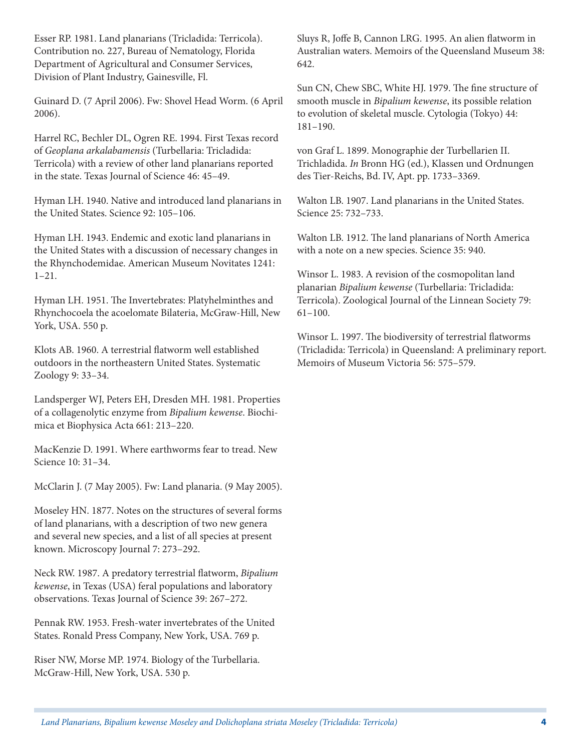Esser RP. 1981. Land planarians (Tricladida: Terricola). Contribution no. 227, Bureau of Nematology, Florida Department of Agricultural and Consumer Services, Division of Plant Industry, Gainesville, Fl.

Guinard D. (7 April 2006). Fw: Shovel Head Worm. (6 April 2006).

Harrel RC, Bechler DL, Ogren RE. 1994. First Texas record of *Geoplana arkalabamensis* (Turbellaria: Tricladida: Terricola) with a review of other land planarians reported in the state. Texas Journal of Science 46: 45–49.

Hyman LH. 1940. Native and introduced land planarians in the United States. Science 92: 105–106.

Hyman LH. 1943. Endemic and exotic land planarians in the United States with a discussion of necessary changes in the Rhynchodemidae. American Museum Novitates 1241: 1–21.

Hyman LH. 1951. The Invertebrates: Platyhelminthes and Rhynchocoela the acoelomate Bilateria, McGraw-Hill, New York, USA. 550 p.

Klots AB. 1960. A terrestrial flatworm well established outdoors in the northeastern United States. Systematic Zoology 9: 33–34.

Landsperger WJ, Peters EH, Dresden MH. 1981. Properties of a collagenolytic enzyme from *Bipalium kewense*. Biochimica et Biophysica Acta 661: 213–220.

MacKenzie D. 1991. Where earthworms fear to tread. New Science 10: 31–34.

McClarin J. (7 May 2005). Fw: Land planaria. (9 May 2005).

Moseley HN. 1877. Notes on the structures of several forms of land planarians, with a description of two new genera and several new species, and a list of all species at present known. Microscopy Journal 7: 273–292.

Neck RW. 1987. A predatory terrestrial flatworm, *Bipalium kewense*, in Texas (USA) feral populations and laboratory observations. Texas Journal of Science 39: 267–272.

Pennak RW. 1953. Fresh-water invertebrates of the United States. Ronald Press Company, New York, USA. 769 p.

Riser NW, Morse MP. 1974. Biology of the Turbellaria. McGraw-Hill, New York, USA. 530 p.

Sluys R, Joffe B, Cannon LRG. 1995. An alien flatworm in Australian waters. Memoirs of the Queensland Museum 38: 642.

Sun CN, Chew SBC, White HJ. 1979. The fine structure of smooth muscle in *Bipalium kewense*, its possible relation to evolution of skeletal muscle. Cytologia (Tokyo) 44: 181–190.

von Graf L. 1899. Monographie der Turbellarien II. Trichladida. *In* Bronn HG (ed.), Klassen und Ordnungen des Tier-Reichs, Bd. IV, Apt. pp. 1733–3369.

Walton LB. 1907. Land planarians in the United States. Science 25: 732–733.

Walton LB. 1912. The land planarians of North America with a note on a new species. Science 35: 940.

Winsor L. 1983. A revision of the cosmopolitan land planarian *Bipalium kewense* (Turbellaria: Tricladida: Terricola). Zoological Journal of the Linnean Society 79: 61–100.

Winsor L. 1997. The biodiversity of terrestrial flatworms (Tricladida: Terricola) in Queensland: A preliminary report. Memoirs of Museum Victoria 56: 575–579.